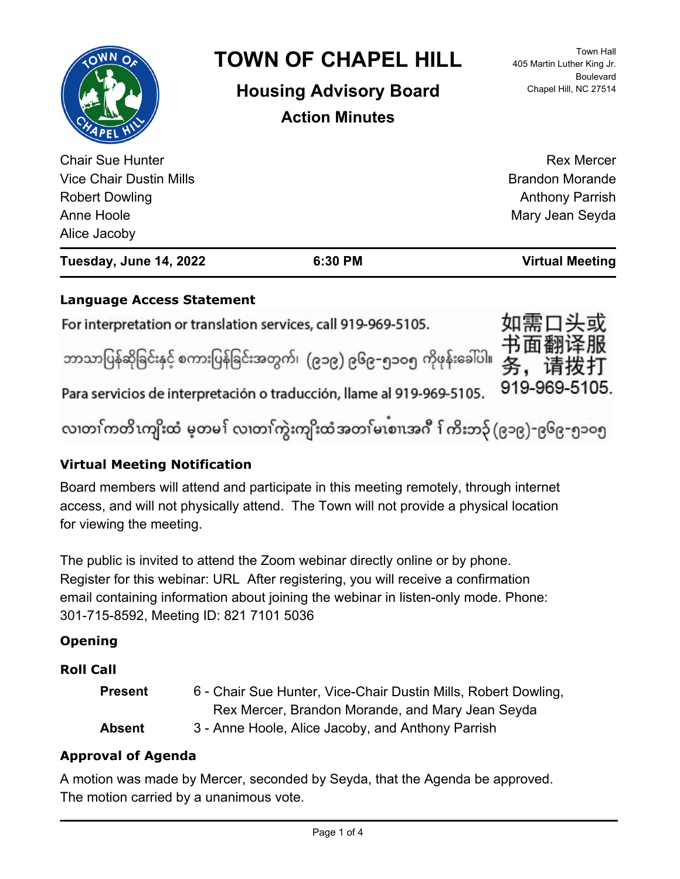# TOWN OF CHAPEL HILL

## Housing Advisory Board

### Action Minutes

Town Hall
405 Martin Luther King Jr. Boulevard
Chapel Hill, NC 27514

Chair Sue Hunter
Vice Chair Dustin Mills
Robert Dowling
Anne Hoole
Alice Jacoby
Rex Mercer
Brandon Morande
Anthony Parrish
Mary Jean Seyda

**Tuesday, June 14, 2022** | **6:30 PM** | **Virtual Meeting**

### Language Access Statement

For interpretation or translation services, call 919-969-5105.

ဘာသာပြန်ဆိုခြင်းနှင့် စကားပြန်ခြင်းအတွက်၊ (၉၁၉) ၉၆၉-၅၁၀၅ ကိုဖုန်းခေါ်ပါ။

Para servicios de interpretación o traducción, llame al 919-969-5105.

လၢတၢ်ကတိၤကျိးထံ မ့တမ႑် လၢတၢ်ကွဲးကျိးထံအတၢ်မၤစၢၤအဂီ႑် ကိးဘၣ် (၉၁၉)-၉၆၉-၅၁၀၅

如需口头或书面翻译服务，请拨打919-969-5105.

### Virtual Meeting Notification

Board members will attend and participate in this meeting remotely, through internet access, and will not physically attend. The Town will not provide a physical location for viewing the meeting.

The public is invited to attend the Zoom webinar directly online or by phone. Register for this webinar: URL After registering, you will receive a confirmation email containing information about joining the webinar in listen-only mode. Phone: 301-715-8592, Meeting ID: 821 7101 5036

### Opening

### Roll Call

**Present** 6 - Chair Sue Hunter, Vice-Chair Dustin Mills, Robert Dowling, Rex Mercer, Brandon Morande, and Mary Jean Seyda

**Absent** 3 - Anne Hoole, Alice Jacoby, and Anthony Parrish

### Approval of Agenda

A motion was made by Mercer, seconded by Seyda, that the Agenda be approved. The motion carried by a unanimous vote.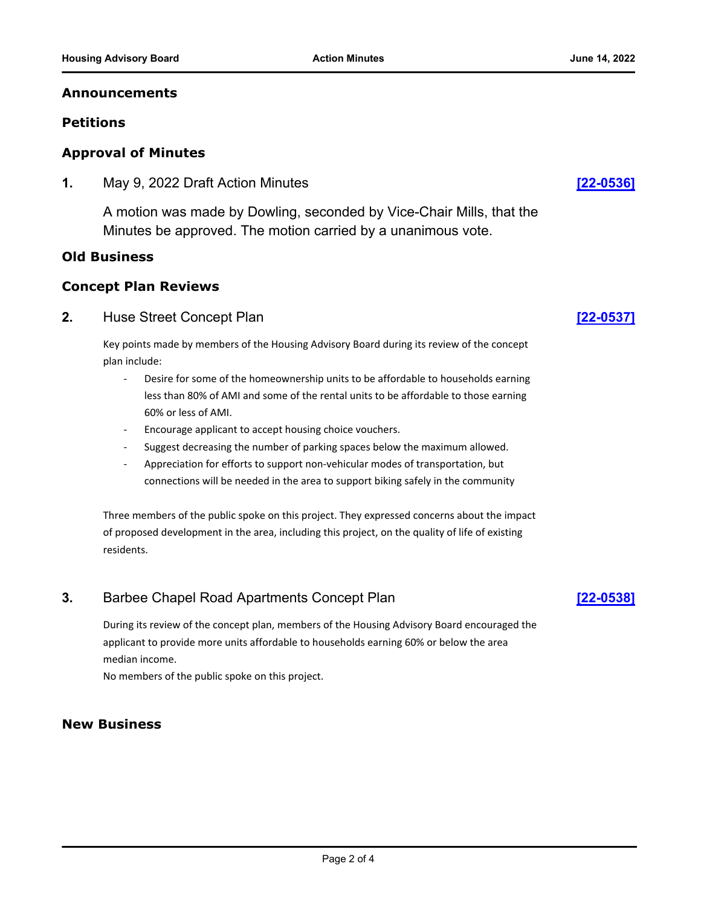## Announcements

## Petitions

## Approval of Minutes

**1.** May 9, 2022 Draft Action Minutes **[22-0536]**

A motion was made by Dowling, seconded by Vice-Chair Mills, that the Minutes be approved. The motion carried by a unanimous vote.

## Old Business

## Concept Plan Reviews

**2.** Huse Street Concept Plan **[22-0537]**

Key points made by members of the Housing Advisory Board during its review of the concept plan include:

- Desire for some of the homeownership units to be affordable to households earning less than 80% of AMI and some of the rental units to be affordable to those earning 60% or less of AMI.
- Encourage applicant to accept housing choice vouchers.
- Suggest decreasing the number of parking spaces below the maximum allowed.
- Appreciation for efforts to support non-vehicular modes of transportation, but connections will be needed in the area to support biking safely in the community

Three members of the public spoke on this project. They expressed concerns about the impact of proposed development in the area, including this project, on the quality of life of existing residents.

**3.** Barbee Chapel Road Apartments Concept Plan **[22-0538]**

During its review of the concept plan, members of the Housing Advisory Board encouraged the applicant to provide more units affordable to households earning 60% or below the area median income.

No members of the public spoke on this project.

## New Business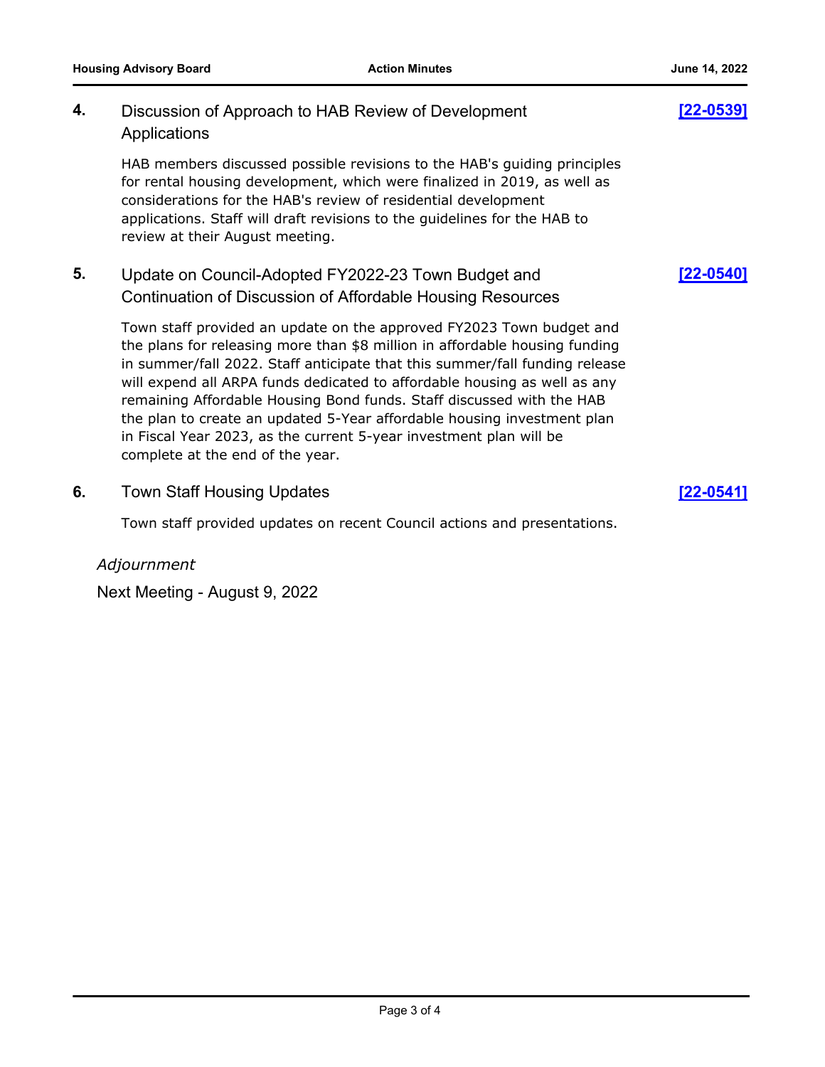**4.** Discussion of Approach to HAB Review of Development Applications **[22-0539]**

HAB members discussed possible revisions to the HAB's guiding principles for rental housing development, which were finalized in 2019, as well as considerations for the HAB's review of residential development applications. Staff will draft revisions to the guidelines for the HAB to review at their August meeting.

**5.** Update on Council-Adopted FY2022-23 Town Budget and Continuation of Discussion of Affordable Housing Resources **[22-0540]**

Town staff provided an update on the approved FY2023 Town budget and the plans for releasing more than $8 million in affordable housing funding in summer/fall 2022. Staff anticipate that this summer/fall funding release will expend all ARPA funds dedicated to affordable housing as well as any remaining Affordable Housing Bond funds. Staff discussed with the HAB the plan to create an updated 5-Year affordable housing investment plan in Fiscal Year 2023, as the current 5-year investment plan will be complete at the end of the year.

**6.** Town Staff Housing Updates **[22-0541]**

Town staff provided updates on recent Council actions and presentations.

*Adjournment*

Next Meeting - August 9, 2022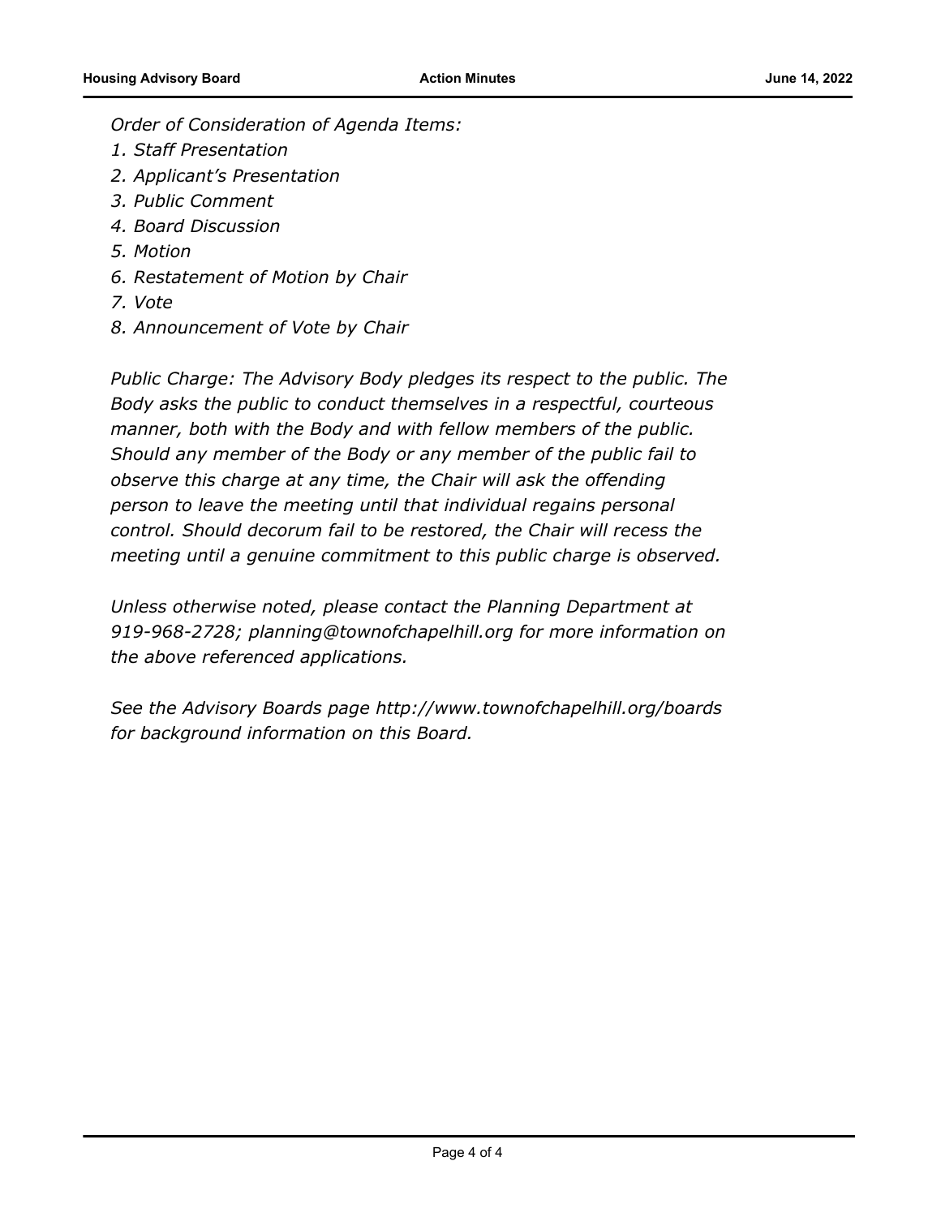*Order of Consideration of Agenda Items:*

*1. Staff Presentation*
*2. Applicant's Presentation*
*3. Public Comment*
*4. Board Discussion*
*5. Motion*
*6. Restatement of Motion by Chair*
*7. Vote*
*8. Announcement of Vote by Chair*

*Public Charge: The Advisory Body pledges its respect to the public. The Body asks the public to conduct themselves in a respectful, courteous manner, both with the Body and with fellow members of the public. Should any member of the Body or any member of the public fail to observe this charge at any time, the Chair will ask the offending person to leave the meeting until that individual regains personal control. Should decorum fail to be restored, the Chair will recess the meeting until a genuine commitment to this public charge is observed.*

*Unless otherwise noted, please contact the Planning Department at 919-968-2728; planning@townofchapelhill.org for more information on the above referenced applications.*

*See the Advisory Boards page http://www.townofchapelhill.org/boards for background information on this Board.*